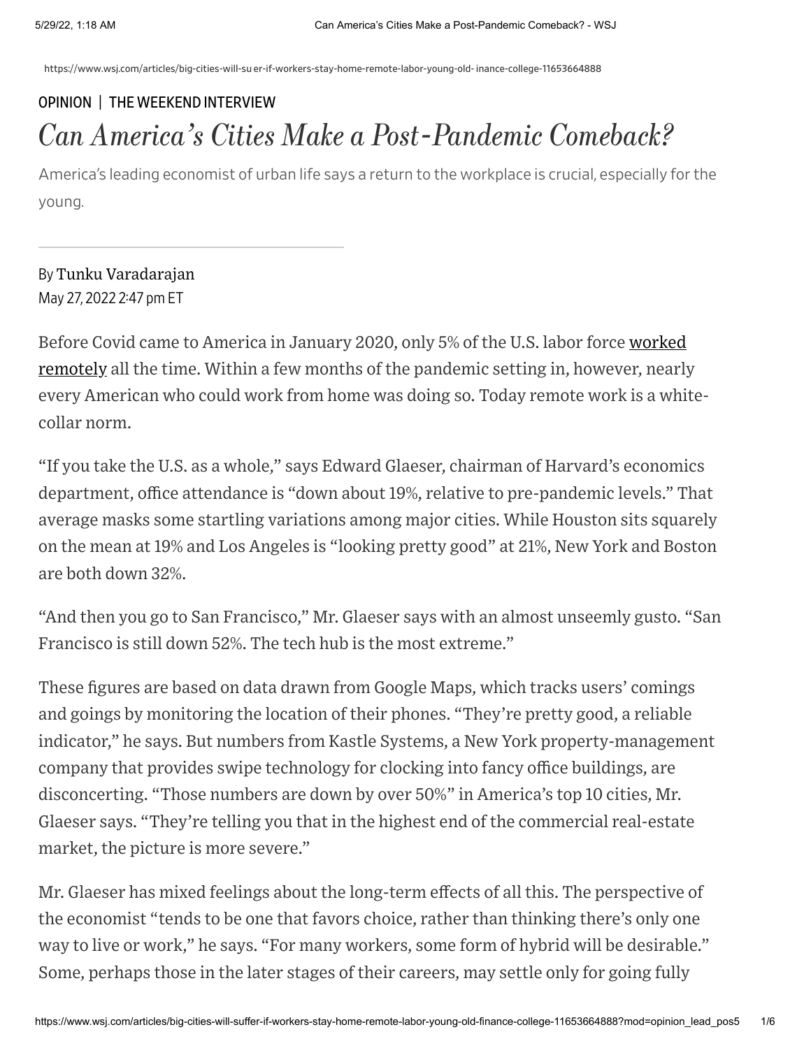OPINION | THE WEEKEND INTERVIEW

# *Can America's Cities Make a Post-Pandemic Comeback?*

America's leading economist of urban life says a return to the workplace is crucial, especially for the young.

By Tunku Varadarajan
May 27, 2022 2:47 pm ET

Before Covid came to America in January 2020, only 5% of the U.S. labor force worked remotely all the time. Within a few months of the pandemic setting in, however, nearly every American who could work from home was doing so. Today remote work is a white-collar norm.

"If you take the U.S. as a whole," says Edward Glaeser, chairman of Harvard's economics department, office attendance is "down about 19%, relative to pre-pandemic levels." That average masks some startling variations among major cities. While Houston sits squarely on the mean at 19% and Los Angeles is "looking pretty good" at 21%, New York and Boston are both down 32%.

"And then you go to San Francisco," Mr. Glaeser says with an almost unseemly gusto. "San Francisco is still down 52%. The tech hub is the most extreme."

These figures are based on data drawn from Google Maps, which tracks users' comings and goings by monitoring the location of their phones. "They're pretty good, a reliable indicator," he says. But numbers from Kastle Systems, a New York property-management company that provides swipe technology for clocking into fancy office buildings, are disconcerting. "Those numbers are down by over 50%" in America's top 10 cities, Mr. Glaeser says. "They're telling you that in the highest end of the commercial real-estate market, the picture is more severe."

Mr. Glaeser has mixed feelings about the long-term effects of all this. The perspective of the economist "tends to be one that favors choice, rather than thinking there's only one way to live or work," he says. "For many workers, some form of hybrid will be desirable." Some, perhaps those in the later stages of their careers, may settle only for going fully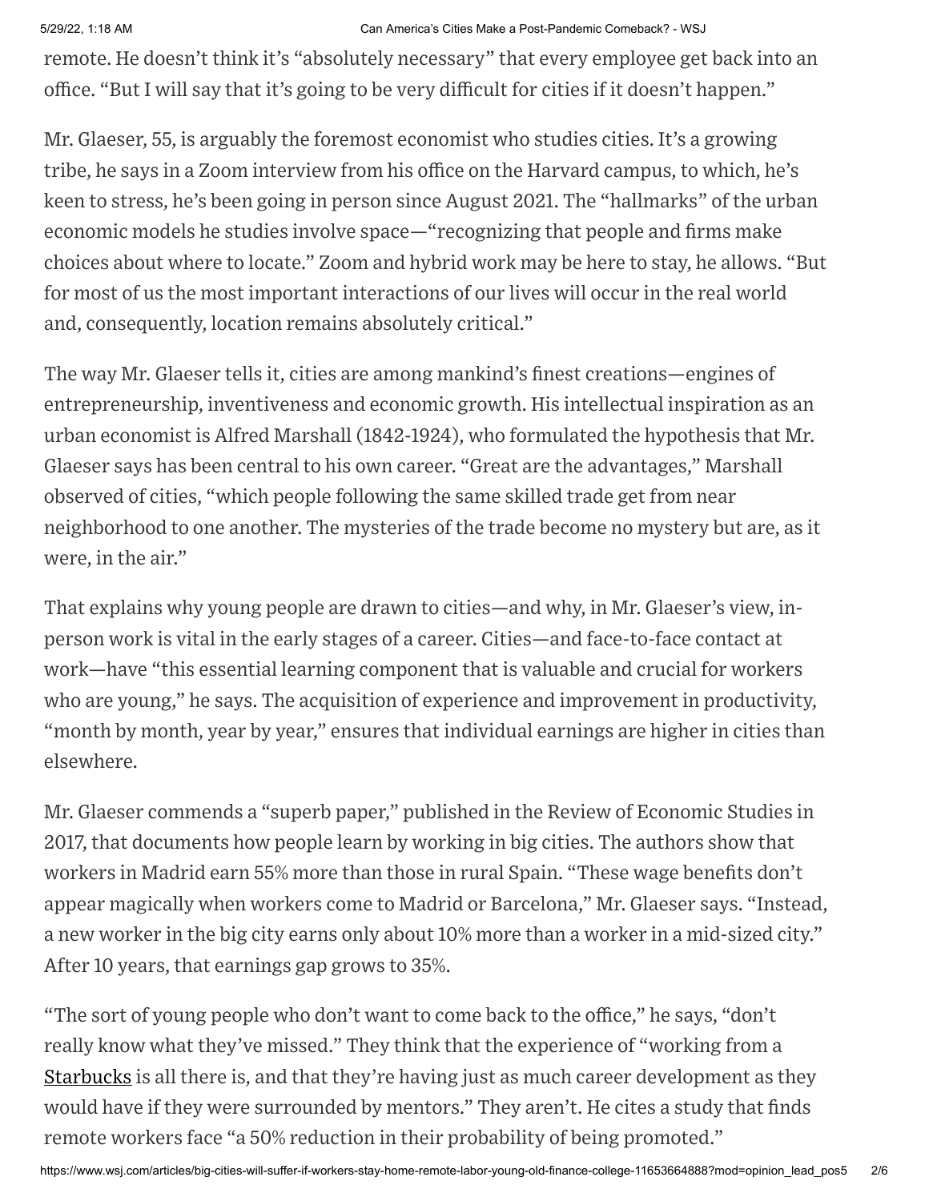remote. He doesn't think it's "absolutely necessary" that every employee get back into an office. "But I will say that it's going to be very difficult for cities if it doesn't happen."

Mr. Glaeser, 55, is arguably the foremost economist who studies cities. It's a growing tribe, he says in a Zoom interview from his office on the Harvard campus, to which, he's keen to stress, he's been going in person since August 2021. The "hallmarks" of the urban economic models he studies involve space—"recognizing that people and firms make choices about where to locate." Zoom and hybrid work may be here to stay, he allows. "But for most of us the most important interactions of our lives will occur in the real world and, consequently, location remains absolutely critical."

The way Mr. Glaeser tells it, cities are among mankind's finest creations—engines of entrepreneurship, inventiveness and economic growth. His intellectual inspiration as an urban economist is Alfred Marshall (1842-1924), who formulated the hypothesis that Mr. Glaeser says has been central to his own career. "Great are the advantages," Marshall observed of cities, "which people following the same skilled trade get from near neighborhood to one another. The mysteries of the trade become no mystery but are, as it were, in the air."

That explains why young people are drawn to cities—and why, in Mr. Glaeser's view, in-person work is vital in the early stages of a career. Cities—and face-to-face contact at work—have "this essential learning component that is valuable and crucial for workers who are young," he says. The acquisition of experience and improvement in productivity, "month by month, year by year," ensures that individual earnings are higher in cities than elsewhere.

Mr. Glaeser commends a "superb paper," published in the Review of Economic Studies in 2017, that documents how people learn by working in big cities. The authors show that workers in Madrid earn 55% more than those in rural Spain. "These wage benefits don't appear magically when workers come to Madrid or Barcelona," Mr. Glaeser says. "Instead, a new worker in the big city earns only about 10% more than a worker in a mid-sized city." After 10 years, that earnings gap grows to 35%.

"The sort of young people who don't want to come back to the office," he says, "don't really know what they've missed." They think that the experience of "working from a Starbucks is all there is, and that they're having just as much career development as they would have if they were surrounded by mentors." They aren't. He cites a study that finds remote workers face "a 50% reduction in their probability of being promoted."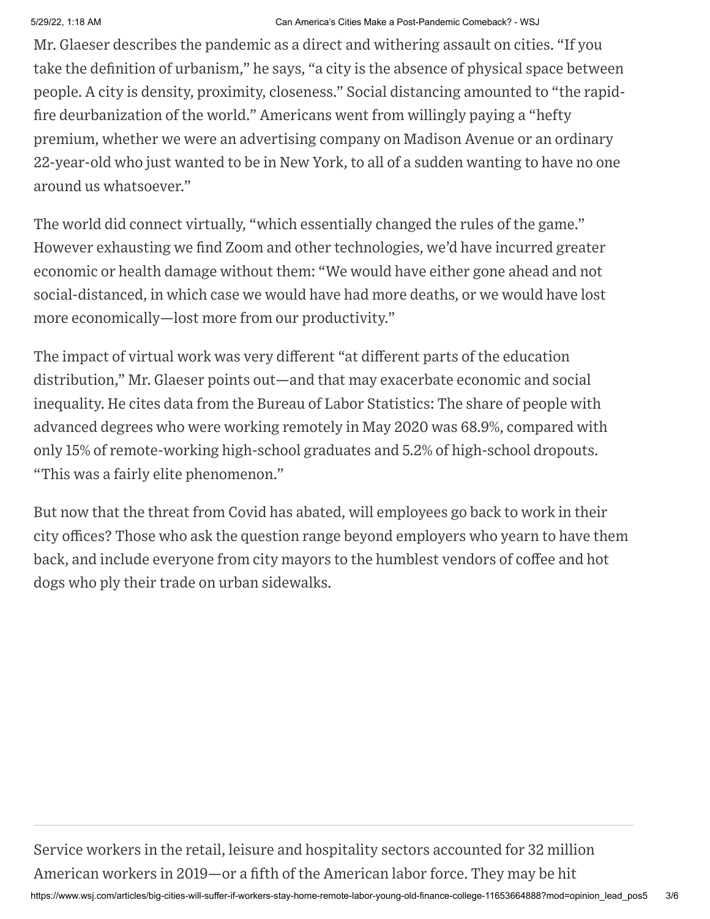Mr. Glaeser describes the pandemic as a direct and withering assault on cities. "If you take the definition of urbanism," he says, "a city is the absence of physical space between people. A city is density, proximity, closeness." Social distancing amounted to "the rapid-fire deurbanization of the world." Americans went from willingly paying a "hefty premium, whether we were an advertising company on Madison Avenue or an ordinary 22-year-old who just wanted to be in New York, to all of a sudden wanting to have no one around us whatsoever."

The world did connect virtually, "which essentially changed the rules of the game." However exhausting we find Zoom and other technologies, we'd have incurred greater economic or health damage without them: "We would have either gone ahead and not social-distanced, in which case we would have had more deaths, or we would have lost more economically—lost more from our productivity."

The impact of virtual work was very different "at different parts of the education distribution," Mr. Glaeser points out—and that may exacerbate economic and social inequality. He cites data from the Bureau of Labor Statistics: The share of people with advanced degrees who were working remotely in May 2020 was 68.9%, compared with only 15% of remote-working high-school graduates and 5.2% of high-school dropouts. "This was a fairly elite phenomenon."

But now that the threat from Covid has abated, will employees go back to work in their city offices? Those who ask the question range beyond employers who yearn to have them back, and include everyone from city mayors to the humblest vendors of coffee and hot dogs who ply their trade on urban sidewalks.

---

Service workers in the retail, leisure and hospitality sectors accounted for 32 million American workers in 2019—or a fifth of the American labor force. They may be hit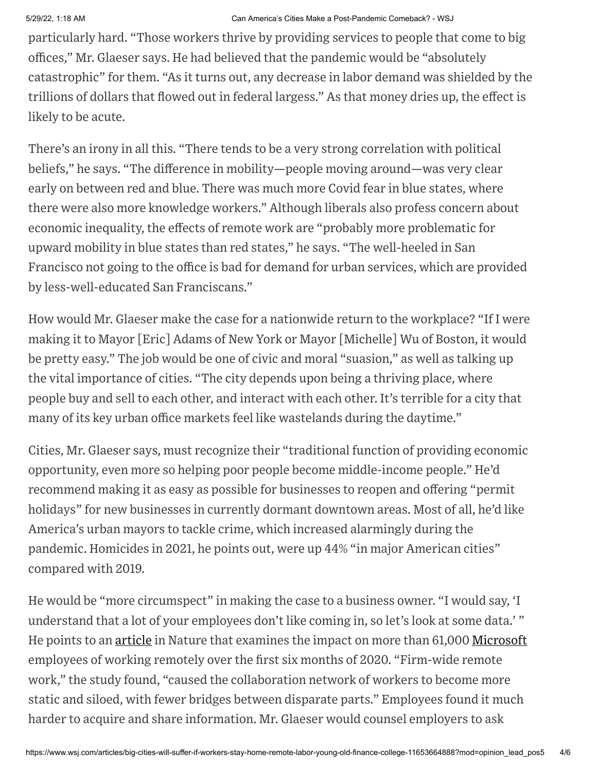particularly hard. "Those workers thrive by providing services to people that come to big offices," Mr. Glaeser says. He had believed that the pandemic would be "absolutely catastrophic" for them. "As it turns out, any decrease in labor demand was shielded by the trillions of dollars that flowed out in federal largess." As that money dries up, the effect is likely to be acute.

There's an irony in all this. "There tends to be a very strong correlation with political beliefs," he says. "The difference in mobility—people moving around—was very clear early on between red and blue. There was much more Covid fear in blue states, where there were also more knowledge workers." Although liberals also profess concern about economic inequality, the effects of remote work are "probably more problematic for upward mobility in blue states than red states," he says. "The well-heeled in San Francisco not going to the office is bad for demand for urban services, which are provided by less-well-educated San Franciscans."

How would Mr. Glaeser make the case for a nationwide return to the workplace? "If I were making it to Mayor [Eric] Adams of New York or Mayor [Michelle] Wu of Boston, it would be pretty easy." The job would be one of civic and moral "suasion," as well as talking up the vital importance of cities. "The city depends upon being a thriving place, where people buy and sell to each other, and interact with each other. It's terrible for a city that many of its key urban office markets feel like wastelands during the daytime."

Cities, Mr. Glaeser says, must recognize their "traditional function of providing economic opportunity, even more so helping poor people become middle-income people." He'd recommend making it as easy as possible for businesses to reopen and offering "permit holidays" for new businesses in currently dormant downtown areas. Most of all, he'd like America's urban mayors to tackle crime, which increased alarmingly during the pandemic. Homicides in 2021, he points out, were up 44% "in major American cities" compared with 2019.

He would be "more circumspect" in making the case to a business owner. "I would say, 'I understand that a lot of your employees don't like coming in, so let's look at some data.' " He points to an article in Nature that examines the impact on more than 61,000 Microsoft employees of working remotely over the first six months of 2020. "Firm-wide remote work," the study found, "caused the collaboration network of workers to become more static and siloed, with fewer bridges between disparate parts." Employees found it much harder to acquire and share information. Mr. Glaeser would counsel employers to ask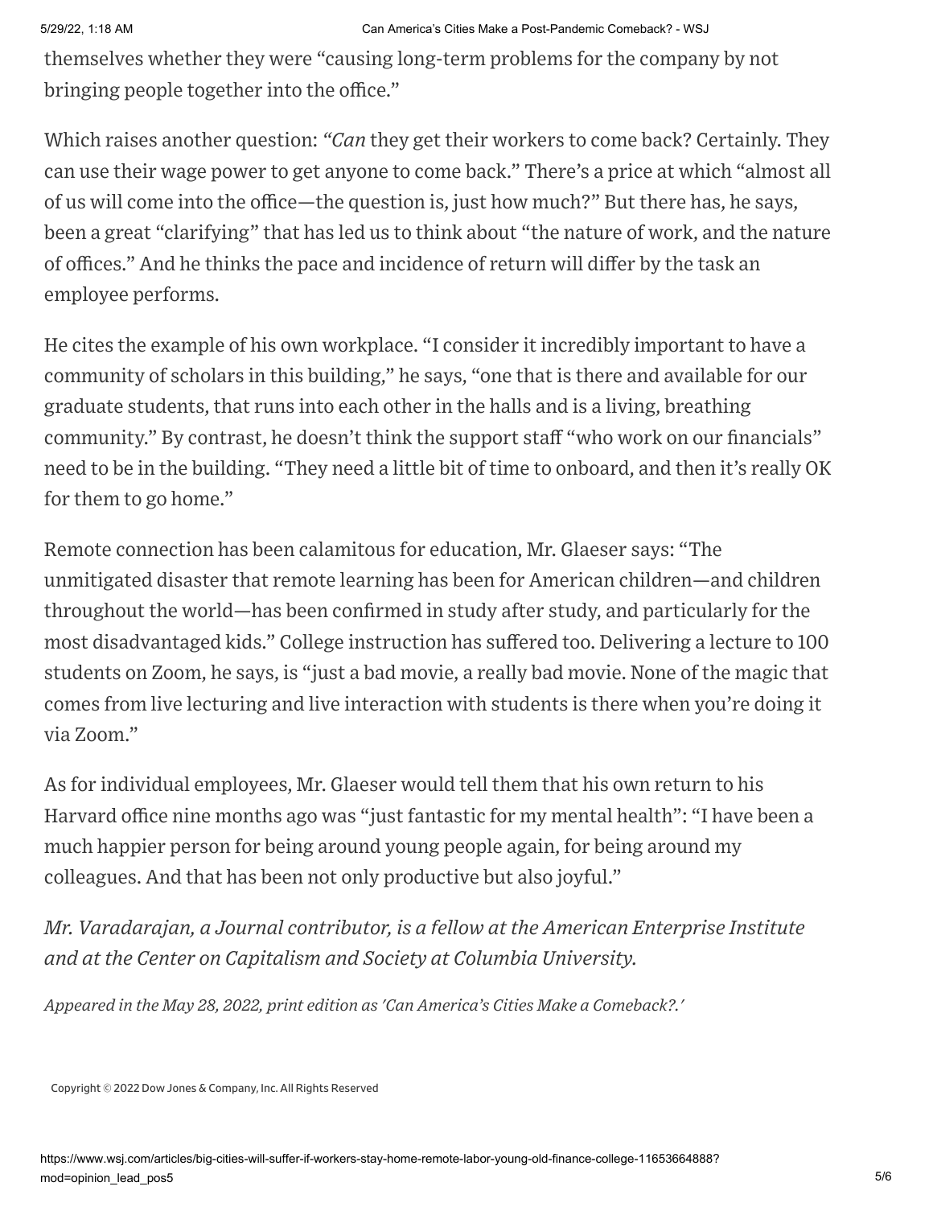themselves whether they were "causing long-term problems for the company by not bringing people together into the office."

Which raises another question: *"Can* they get their workers to come back? Certainly. They can use their wage power to get anyone to come back." There's a price at which "almost all of us will come into the office—the question is, just how much?" But there has, he says, been a great "clarifying" that has led us to think about "the nature of work, and the nature of offices." And he thinks the pace and incidence of return will differ by the task an employee performs.

He cites the example of his own workplace. "I consider it incredibly important to have a community of scholars in this building," he says, "one that is there and available for our graduate students, that runs into each other in the halls and is a living, breathing community." By contrast, he doesn't think the support staff "who work on our financials" need to be in the building. "They need a little bit of time to onboard, and then it's really OK for them to go home."

Remote connection has been calamitous for education, Mr. Glaeser says: "The unmitigated disaster that remote learning has been for American children—and children throughout the world—has been confirmed in study after study, and particularly for the most disadvantaged kids." College instruction has suffered too. Delivering a lecture to 100 students on Zoom, he says, is "just a bad movie, a really bad movie. None of the magic that comes from live lecturing and live interaction with students is there when you're doing it via Zoom."

As for individual employees, Mr. Glaeser would tell them that his own return to his Harvard office nine months ago was "just fantastic for my mental health": "I have been a much happier person for being around young people again, for being around my colleagues. And that has been not only productive but also joyful."

*Mr. Varadarajan, a Journal contributor, is a fellow at the American Enterprise Institute and at the Center on Capitalism and Society at Columbia University.*

*Appeared in the May 28, 2022, print edition as 'Can America's Cities Make a Comeback?.'*

Copyright © 2022 Dow Jones & Company, Inc. All Rights Reserved